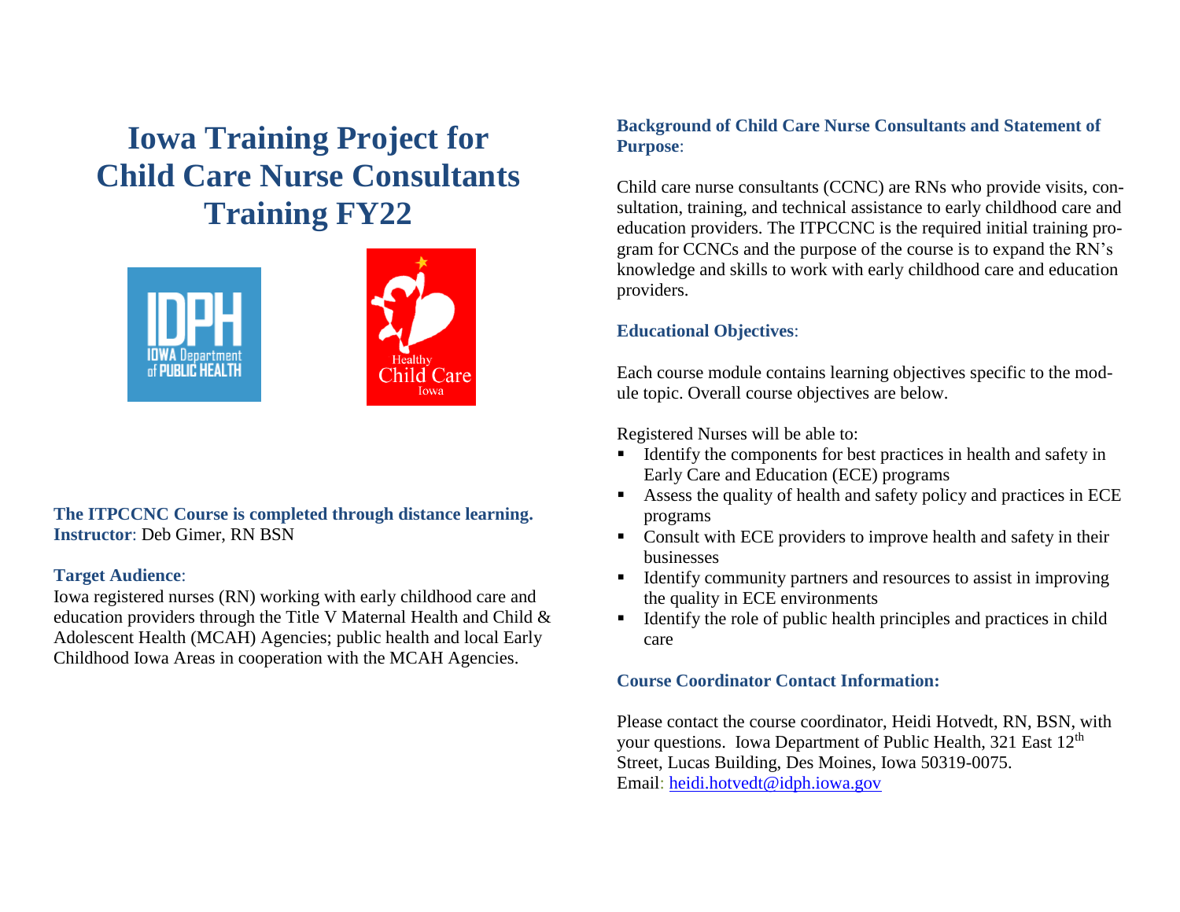# Iowa Training Project for Child Care Nurse Consultants Training FY22

IDPH IOWA Department of PUBLIC HEALTH

Healthy Child Care Iowa

**The ITPCCNC Course is completed through distance learning.**
**Instructor**: Deb Gimer, RN BSN

**Target Audience**:
Iowa registered nurses (RN) working with early childhood care and education providers through the Title V Maternal Health and Child & Adolescent Health (MCAH) Agencies; public health and local Early Childhood Iowa Areas in cooperation with the MCAH Agencies.

**Background of Child Care Nurse Consultants and Statement of Purpose**:

Child care nurse consultants (CCNC) are RNs who provide visits, consultation, training, and technical assistance to early childhood care and education providers. The ITPCCNC is the required initial training program for CCNCs and the purpose of the course is to expand the RN's knowledge and skills to work with early childhood care and education providers.

**Educational Objectives**:

Each course module contains learning objectives specific to the module topic. Overall course objectives are below.

Registered Nurses will be able to:

- Identify the components for best practices in health and safety in Early Care and Education (ECE) programs
- Assess the quality of health and safety policy and practices in ECE programs
- Consult with ECE providers to improve health and safety in their businesses
- Identify community partners and resources to assist in improving the quality in ECE environments
- Identify the role of public health principles and practices in child care

**Course Coordinator Contact Information:**

Please contact the course coordinator, Heidi Hotvedt, RN, BSN, with your questions. Iowa Department of Public Health, 321 East 12th Street, Lucas Building, Des Moines, Iowa 50319-0075.
Email: heidi.hotvedt@idph.iowa.gov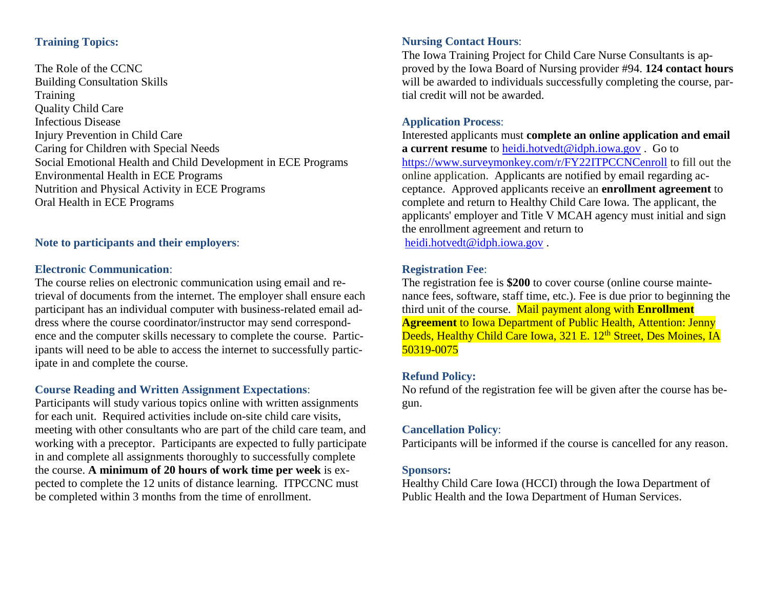### Training Topics:

The Role of the CCNC
Building Consultation Skills
Training
Quality Child Care
Infectious Disease
Injury Prevention in Child Care
Caring for Children with Special Needs
Social Emotional Health and Child Development in ECE Programs
Environmental Health in ECE Programs
Nutrition and Physical Activity in ECE Programs
Oral Health in ECE Programs

### Note to participants and their employers:

### Electronic Communication:

The course relies on electronic communication using email and retrieval of documents from the internet. The employer shall ensure each participant has an individual computer with business-related email address where the course coordinator/instructor may send correspondence and the computer skills necessary to complete the course. Participants will need to be able to access the internet to successfully participate in and complete the course.

### Course Reading and Written Assignment Expectations:

Participants will study various topics online with written assignments for each unit. Required activities include on-site child care visits, meeting with other consultants who are part of the child care team, and working with a preceptor. Participants are expected to fully participate in and complete all assignments thoroughly to successfully complete the course. **A minimum of 20 hours of work time per week** is expected to complete the 12 units of distance learning. ITPCCNC must be completed within 3 months from the time of enrollment.

### Nursing Contact Hours:

The Iowa Training Project for Child Care Nurse Consultants is approved by the Iowa Board of Nursing provider #94. **124 contact hours** will be awarded to individuals successfully completing the course, partial credit will not be awarded.

### Application Process:

Interested applicants must **complete an online application and email a current resume** to heidi.hotvedt@idph.iowa.gov . Go to https://www.surveymonkey.com/r/FY22ITPCCNCenroll to fill out the online application. Applicants are notified by email regarding acceptance. Approved applicants receive an **enrollment agreement** to complete and return to Healthy Child Care Iowa. The applicant, the applicants' employer and Title V MCAH agency must initial and sign the enrollment agreement and return to heidi.hotvedt@idph.iowa.gov .

### Registration Fee:

The registration fee is **$200** to cover course (online course maintenance fees, software, staff time, etc.). Fee is due prior to beginning the third unit of the course. Mail payment along with **Enrollment Agreement** to Iowa Department of Public Health, Attention: Jenny Deeds, Healthy Child Care Iowa, 321 E. 12th Street, Des Moines, IA 50319-0075

### Refund Policy:

No refund of the registration fee will be given after the course has begun.

### Cancellation Policy:

Participants will be informed if the course is cancelled for any reason.

### Sponsors:

Healthy Child Care Iowa (HCCI) through the Iowa Department of Public Health and the Iowa Department of Human Services.